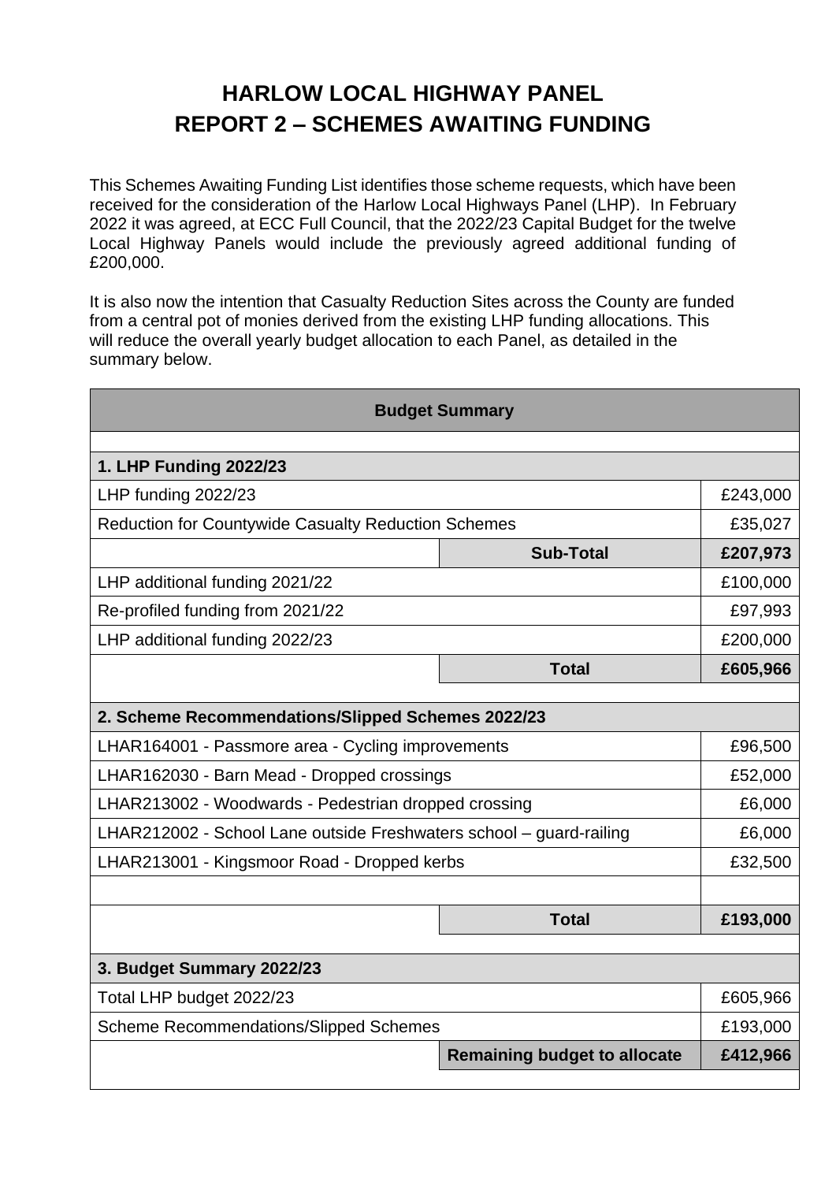# HARLOW LOCAL HIGHWAY PANEL
# REPORT 2 – SCHEMES AWAITING FUNDING

This Schemes Awaiting Funding List identifies those scheme requests, which have been received for the consideration of the Harlow Local Highways Panel (LHP). In February 2022 it was agreed, at ECC Full Council, that the 2022/23 Capital Budget for the twelve Local Highway Panels would include the previously agreed additional funding of £200,000.

It is also now the intention that Casualty Reduction Sites across the County are funded from a central pot of monies derived from the existing LHP funding allocations. This will reduce the overall yearly budget allocation to each Panel, as detailed in the summary below.

| **Budget Summary** | | |
|---|---|---|
| | | |
| **1. LHP Funding 2022/23** | | |
| LHP funding 2022/23 | | £243,000 |
| Reduction for Countywide Casualty Reduction Schemes | | £35,027 |
| | **Sub-Total** | **£207,973** |
| LHP additional funding 2021/22 | | £100,000 |
| Re-profiled funding from 2021/22 | | £97,993 |
| LHP additional funding 2022/23 | | £200,000 |
| | **Total** | **£605,966** |
| | | |
| **2. Scheme Recommendations/Slipped Schemes 2022/23** | | |
| LHAR164001 - Passmore area - Cycling improvements | | £96,500 |
| LHAR162030 - Barn Mead - Dropped crossings | | £52,000 |
| LHAR213002 - Woodwards - Pedestrian dropped crossing | | £6,000 |
| LHAR212002 - School Lane outside Freshwaters school – guard-railing | | £6,000 |
| LHAR213001 - Kingsmoor Road - Dropped kerbs | | £32,500 |
| | | |
| | **Total** | **£193,000** |
| | | |
| **3. Budget Summary 2022/23** | | |
| Total LHP budget 2022/23 | | £605,966 |
| Scheme Recommendations/Slipped Schemes | | £193,000 |
| | **Remaining budget to allocate** | **£412,966** |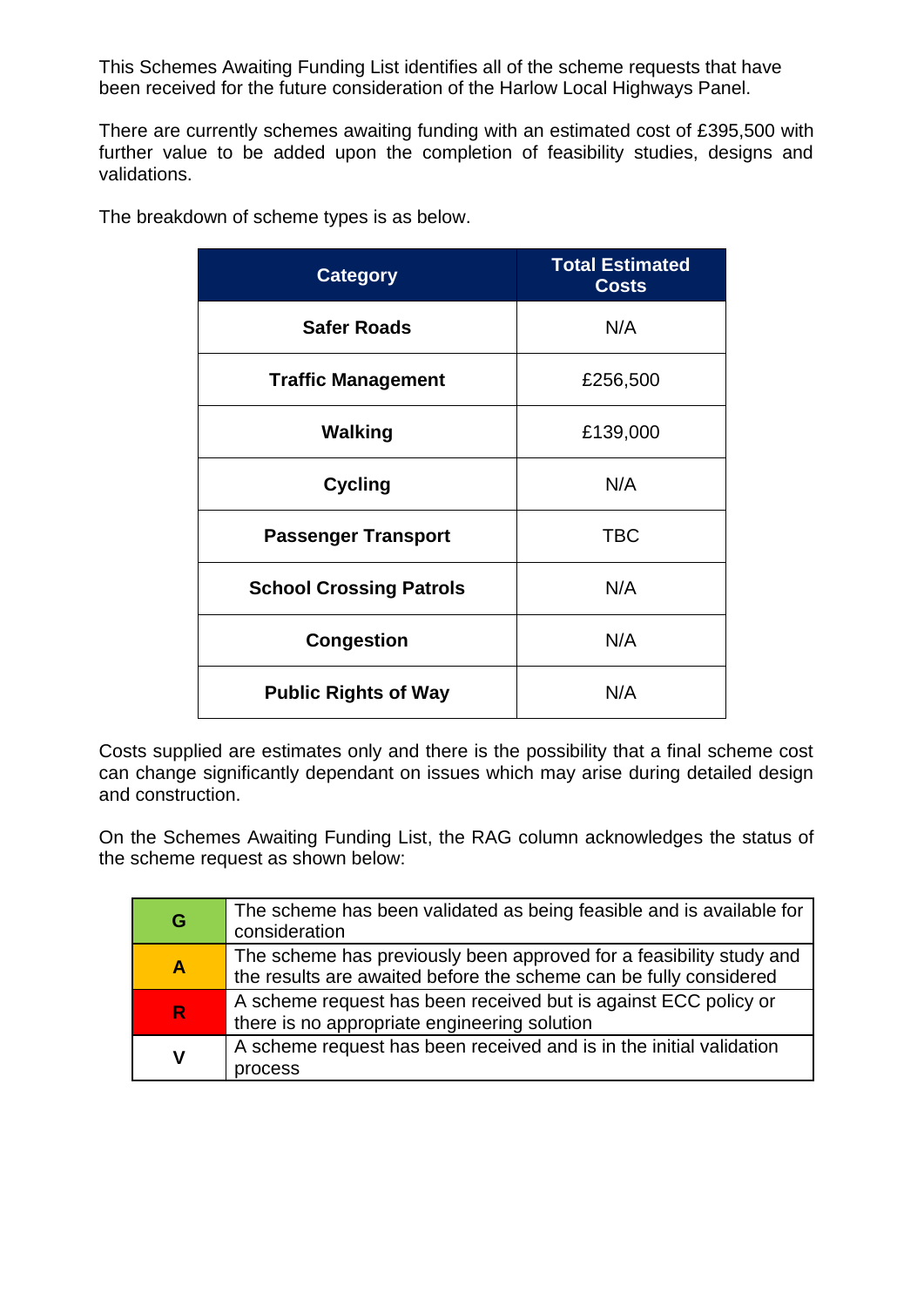This Schemes Awaiting Funding List identifies all of the scheme requests that have been received for the future consideration of the Harlow Local Highways Panel.

There are currently schemes awaiting funding with an estimated cost of £395,500 with further value to be added upon the completion of feasibility studies, designs and validations.

The breakdown of scheme types is as below.

| Category | Total Estimated Costs |
|---|---|
| **Safer Roads** | N/A |
| **Traffic Management** | £256,500 |
| **Walking** | £139,000 |
| **Cycling** | N/A |
| **Passenger Transport** | TBC |
| **School Crossing Patrols** | N/A |
| **Congestion** | N/A |
| **Public Rights of Way** | N/A |

Costs supplied are estimates only and there is the possibility that a final scheme cost can change significantly dependant on issues which may arise during detailed design and construction.

On the Schemes Awaiting Funding List, the RAG column acknowledges the status of the scheme request as shown below:

| | |
|---|---|
| **G** | The scheme has been validated as being feasible and is available for consideration |
| **A** | The scheme has previously been approved for a feasibility study and the results are awaited before the scheme can be fully considered |
| **R** | A scheme request has been received but is against ECC policy or there is no appropriate engineering solution |
| **V** | A scheme request has been received and is in the initial validation process |